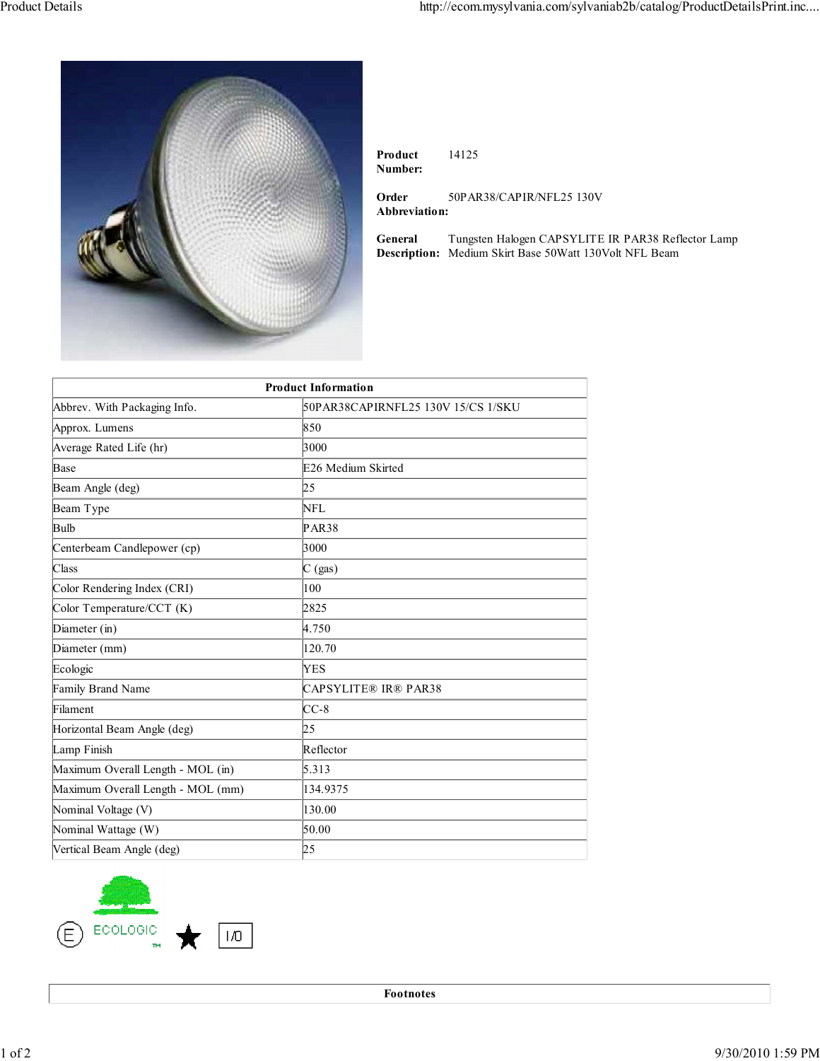**Product Number:** 14125

**Order Abbreviation:** 50PAR38/CAPIR/NFL25 130V

**General Description:** Tungsten Halogen CAPSYLITE IR PAR38 Reflector Lamp Medium Skirt Base 50Watt 130Volt NFL Beam

| Product Information | |
|---|---|
| Abbrev. With Packaging Info. | 50PAR38CAPIRNFL25 130V 15/CS 1/SKU |
| Approx. Lumens | 850 |
| Average Rated Life (hr) | 3000 |
| Base | E26 Medium Skirted |
| Beam Angle (deg) | 25 |
| Beam Type | NFL |
| Bulb | PAR38 |
| Centerbeam Candlepower (cp) | 3000 |
| Class | C (gas) |
| Color Rendering Index (CRI) | 100 |
| Color Temperature/CCT (K) | 2825 |
| Diameter (in) | 4.750 |
| Diameter (mm) | 120.70 |
| Ecologic | YES |
| Family Brand Name | CAPSYLITE® IR® PAR38 |
| Filament | CC-8 |
| Horizontal Beam Angle (deg) | 25 |
| Lamp Finish | Reflector |
| Maximum Overall Length - MOL (in) | 5.313 |
| Maximum Overall Length - MOL (mm) | 134.9375 |
| Nominal Voltage (V) | 130.00 |
| Nominal Wattage (W) | 50.00 |
| Vertical Beam Angle (deg) | 25 |

ECOLOGIC™

I/O

| Footnotes |
|---|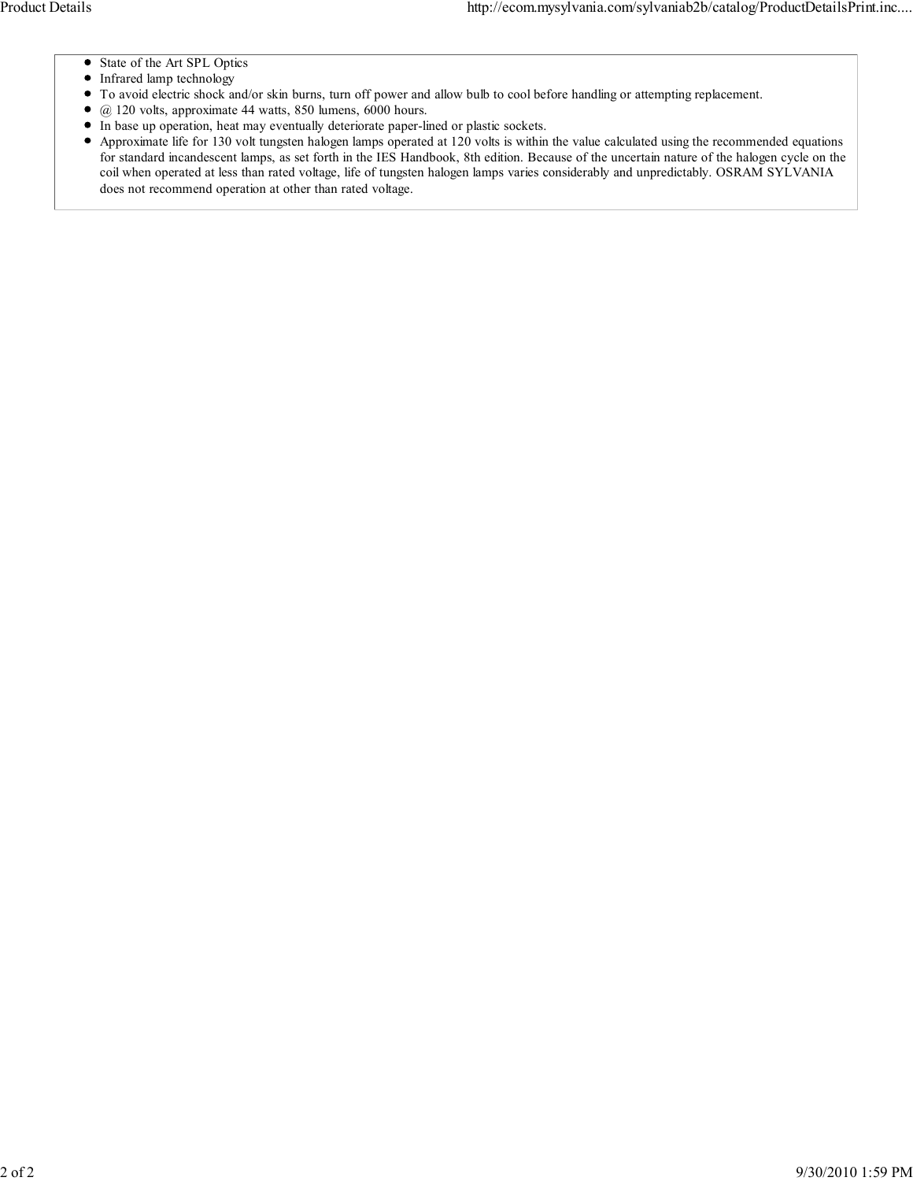- State of the Art SPL Optics
- Infrared lamp technology
- To avoid electric shock and/or skin burns, turn off power and allow bulb to cool before handling or attempting replacement.
- @ 120 volts, approximate 44 watts, 850 lumens, 6000 hours.
- In base up operation, heat may eventually deteriorate paper-lined or plastic sockets.
- Approximate life for 130 volt tungsten halogen lamps operated at 120 volts is within the value calculated using the recommended equations for standard incandescent lamps, as set forth in the IES Handbook, 8th edition. Because of the uncertain nature of the halogen cycle on the coil when operated at less than rated voltage, life of tungsten halogen lamps varies considerably and unpredictably. OSRAM SYLVANIA does not recommend operation at other than rated voltage.